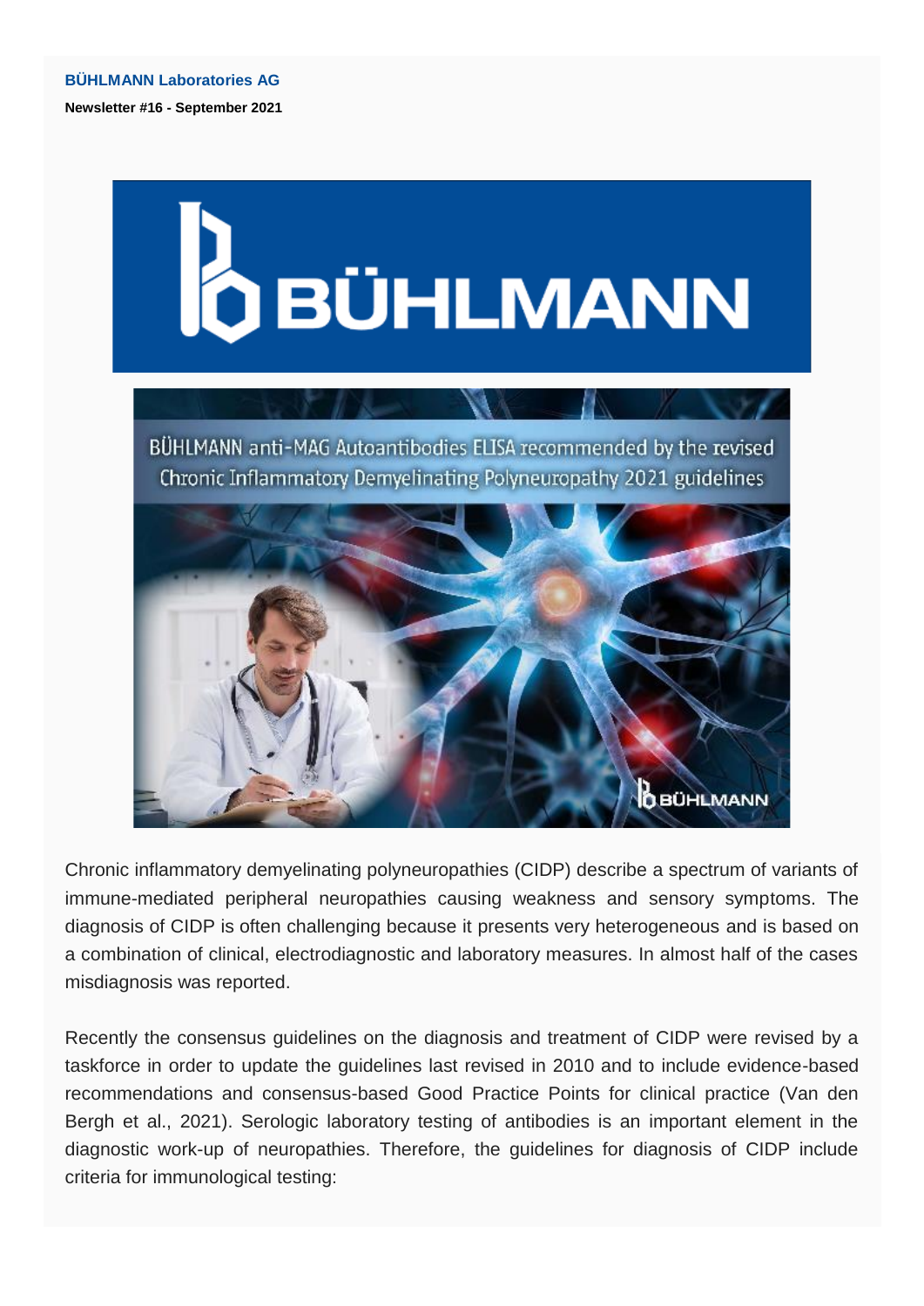**BÜHLMANN Laboratories AG**

**Newsletter #16 - September 2021**

BÜHLMANN anti-MAG Autoantibodies ELISA recommended by the revised Chronic Inflammatory Demyelinating Polyneuropathy 2021 guidelines

Chronic inflammatory demyelinating polyneuropathies (CIDP) describe a spectrum of variants of immune-mediated peripheral neuropathies causing weakness and sensory symptoms. The diagnosis of CIDP is often challenging because it presents very heterogeneous and is based on a combination of clinical, electrodiagnostic and laboratory measures. In almost half of the cases misdiagnosis was reported.

Recently the consensus guidelines on the diagnosis and treatment of CIDP were revised by a taskforce in order to update the guidelines last revised in 2010 and to include evidence-based recommendations and consensus-based Good Practice Points for clinical practice (Van den Bergh et al., 2021). Serologic laboratory testing of antibodies is an important element in the diagnostic work-up of neuropathies. Therefore, the guidelines for diagnosis of CIDP include criteria for immunological testing: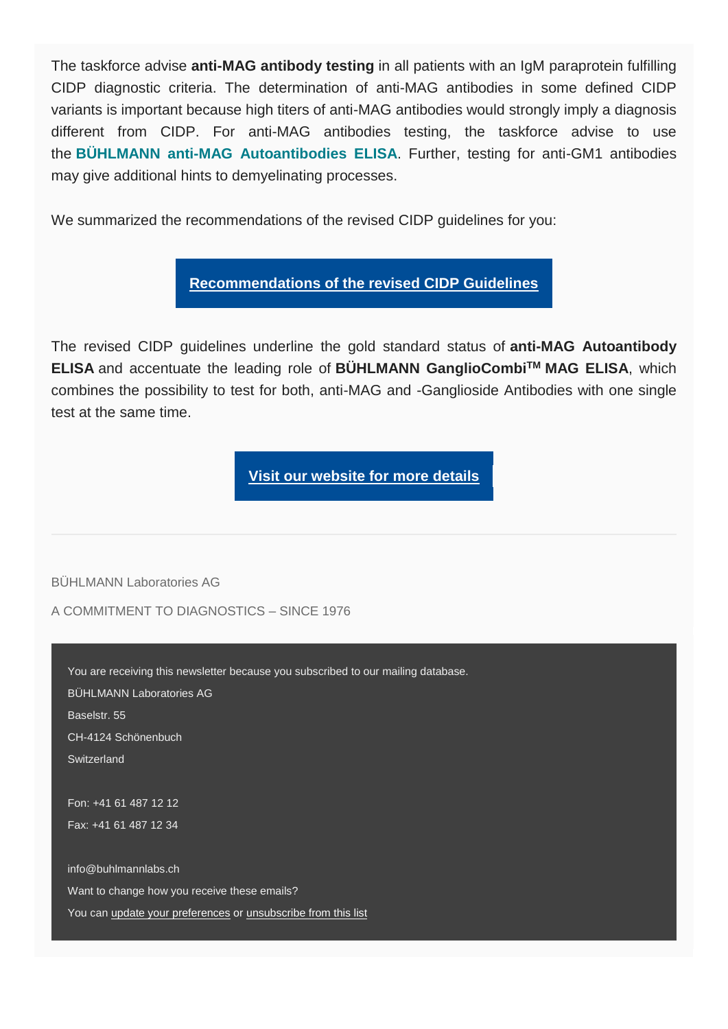The taskforce advise **anti-MAG antibody testing** in all patients with an IgM paraprotein fulfilling CIDP diagnostic criteria. The determination of anti-MAG antibodies in some defined CIDP variants is important because high titers of anti-MAG antibodies would strongly imply a diagnosis different from CIDP. For anti-MAG antibodies testing, the taskforce advise to use the **BÜHLMANN anti-MAG Autoantibodies ELISA**. Further, testing for anti-GM1 antibodies may give additional hints to demyelinating processes.

We summarized the recommendations of the revised CIDP guidelines for you:

**Recommendations of the revised CIDP Guidelines**

The revised CIDP guidelines underline the gold standard status of **anti-MAG Autoantibody ELISA** and accentuate the leading role of **BÜHLMANN GanglioCombi™ MAG ELISA**, which combines the possibility to test for both, anti-MAG and -Ganglioside Antibodies with one single test at the same time.

**Visit our website for more details**

---

BÜHLMANN Laboratories AG

A COMMITMENT TO DIAGNOSTICS – SINCE 1976

You are receiving this newsletter because you subscribed to our mailing database.

BÜHLMANN Laboratories AG

Baselstr. 55

CH-4124 Schönenbuch

Switzerland

Fon: +41 61 487 12 12

Fax: +41 61 487 12 34

info@buhlmannlabs.ch

Want to change how you receive these emails?

You can update your preferences or unsubscribe from this list